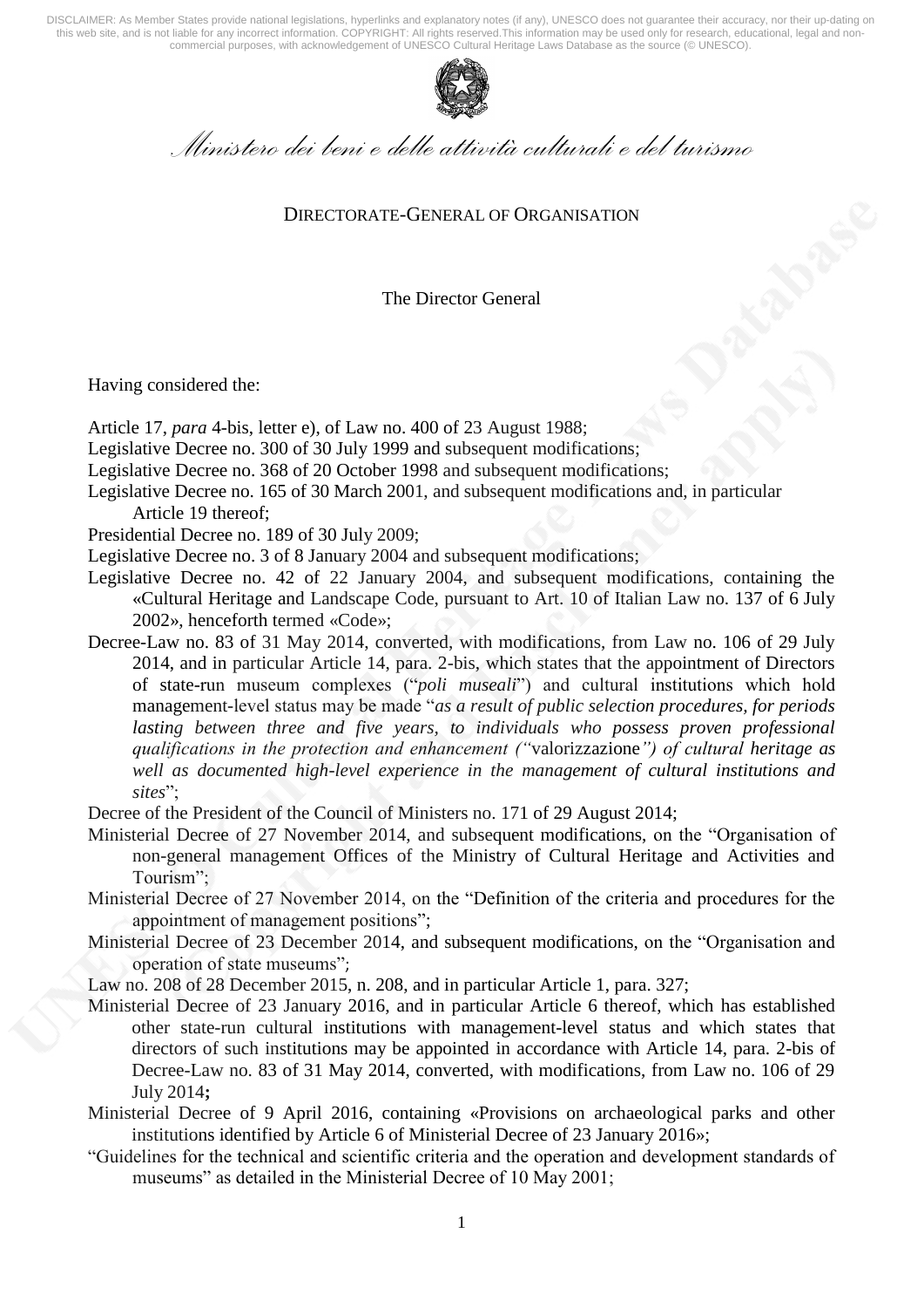*Ministero dei beni e delle attività culturali e del turismo*

DIRECTORATE-GENERAL OF ORGANISATION

The Director General

Having considered the:

Article 17, *para* 4-bis, letter e), of Law no. 400 of 23 August 1988;
Legislative Decree no. 300 of 30 July 1999 and subsequent modifications;
Legislative Decree no. 368 of 20 October 1998 and subsequent modifications;
Legislative Decree no. 165 of 30 March 2001, and subsequent modifications and, in particular Article 19 thereof;
Presidential Decree no. 189 of 30 July 2009;
Legislative Decree no. 3 of 8 January 2004 and subsequent modifications;
Legislative Decree no. 42 of 22 January 2004, and subsequent modifications, containing the «Cultural Heritage and Landscape Code, pursuant to Art. 10 of Italian Law no. 137 of 6 July 2002», henceforth termed «Code»;
Decree-Law no. 83 of 31 May 2014, converted, with modifications, from Law no. 106 of 29 July 2014, and in particular Article 14, para. 2-bis, which states that the appointment of Directors of state-run museum complexes ("*poli museali*") and cultural institutions which hold management-level status may be made "*as a result of public selection procedures, for periods lasting between three and five years, to individuals who possess proven professional qualifications in the protection and enhancement ("*valorizzazione*") of cultural heritage as well as documented high-level experience in the management of cultural institutions and sites*";
Decree of the President of the Council of Ministers no. 171 of 29 August 2014;
Ministerial Decree of 27 November 2014, and subsequent modifications, on the "Organisation of non-general management Offices of the Ministry of Cultural Heritage and Activities and Tourism";
Ministerial Decree of 27 November 2014, on the "Definition of the criteria and procedures for the appointment of management positions";
Ministerial Decree of 23 December 2014, and subsequent modifications, on the "Organisation and operation of state museums"*;*
Law no. 208 of 28 December 2015, n. 208, and in particular Article 1, para. 327;
Ministerial Decree of 23 January 2016, and in particular Article 6 thereof, which has established other state-run cultural institutions with management-level status and which states that directors of such institutions may be appointed in accordance with Article 14, para. 2-bis of Decree-Law no. 83 of 31 May 2014, converted, with modifications, from Law no. 106 of 29 July 2014**;**
Ministerial Decree of 9 April 2016, containing «Provisions on archaeological parks and other institutions identified by Article 6 of Ministerial Decree of 23 January 2016»;
"Guidelines for the technical and scientific criteria and the operation and development standards of museums" as detailed in the Ministerial Decree of 10 May 2001;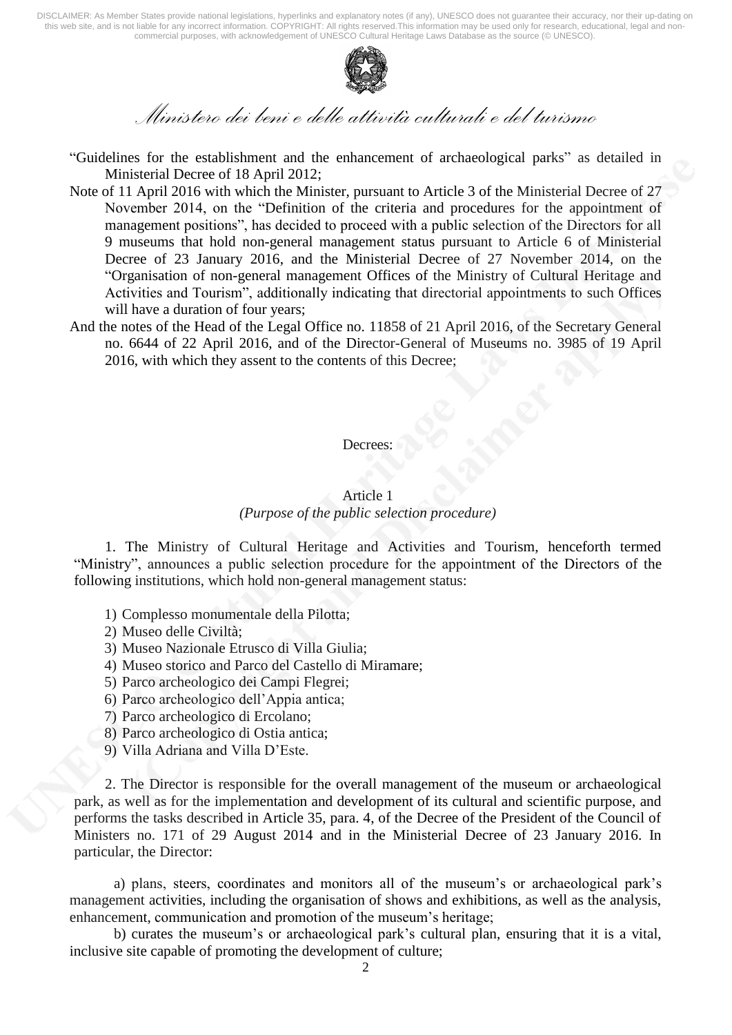*Ministero dei beni e delle attività culturali e del turismo*

"Guidelines for the establishment and the enhancement of archaeological parks" as detailed in Ministerial Decree of 18 April 2012;

Note of 11 April 2016 with which the Minister, pursuant to Article 3 of the Ministerial Decree of 27 November 2014, on the "Definition of the criteria and procedures for the appointment of management positions", has decided to proceed with a public selection of the Directors for all 9 museums that hold non-general management status pursuant to Article 6 of Ministerial Decree of 23 January 2016, and the Ministerial Decree of 27 November 2014, on the "Organisation of non-general management Offices of the Ministry of Cultural Heritage and Activities and Tourism", additionally indicating that directorial appointments to such Offices will have a duration of four years;

And the notes of the Head of the Legal Office no. 11858 of 21 April 2016, of the Secretary General no. 6644 of 22 April 2016, and of the Director-General of Museums no. 3985 of 19 April 2016, with which they assent to the contents of this Decree;

Decrees:

## Article 1
*(Purpose of the public selection procedure)*

1. The Ministry of Cultural Heritage and Activities and Tourism, henceforth termed "Ministry", announces a public selection procedure for the appointment of the Directors of the following institutions, which hold non-general management status:

1) Complesso monumentale della Pilotta;
2) Museo delle Civiltà;
3) Museo Nazionale Etrusco di Villa Giulia;
4) Museo storico and Parco del Castello di Miramare;
5) Parco archeologico dei Campi Flegrei;
6) Parco archeologico dell'Appia antica;
7) Parco archeologico di Ercolano;
8) Parco archeologico di Ostia antica;
9) Villa Adriana and Villa D'Este.

2. The Director is responsible for the overall management of the museum or archaeological park, as well as for the implementation and development of its cultural and scientific purpose, and performs the tasks described in Article 35, para. 4, of the Decree of the President of the Council of Ministers no. 171 of 29 August 2014 and in the Ministerial Decree of 23 January 2016. In particular, the Director:

a) plans, steers, coordinates and monitors all of the museum's or archaeological park's management activities, including the organisation of shows and exhibitions, as well as the analysis, enhancement, communication and promotion of the museum's heritage;

b) curates the museum's or archaeological park's cultural plan, ensuring that it is a vital, inclusive site capable of promoting the development of culture;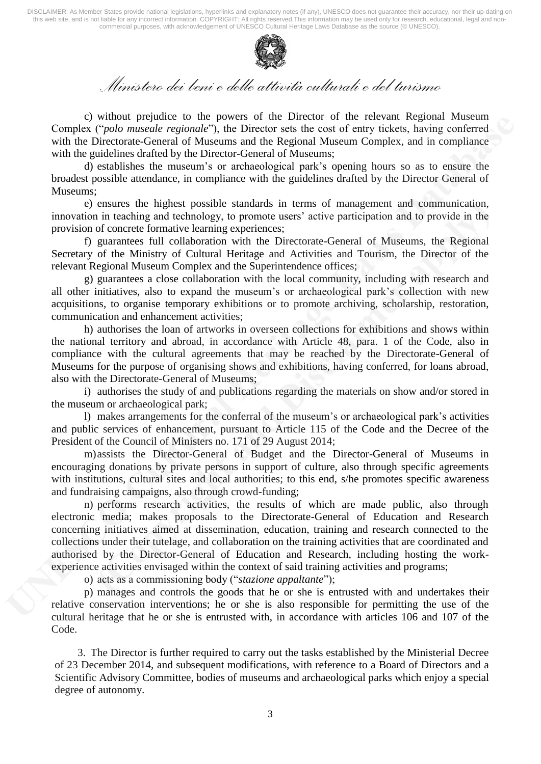*Ministero dei beni e delle attività culturali e del turismo*

c) without prejudice to the powers of the Director of the relevant Regional Museum Complex ("*polo museale regionale*"), the Director sets the cost of entry tickets, having conferred with the Directorate-General of Museums and the Regional Museum Complex, and in compliance with the guidelines drafted by the Director-General of Museums;

d) establishes the museum's or archaeological park's opening hours so as to ensure the broadest possible attendance, in compliance with the guidelines drafted by the Director General of Museums;

e) ensures the highest possible standards in terms of management and communication, innovation in teaching and technology, to promote users' active participation and to provide in the provision of concrete formative learning experiences;

f) guarantees full collaboration with the Directorate-General of Museums, the Regional Secretary of the Ministry of Cultural Heritage and Activities and Tourism, the Director of the relevant Regional Museum Complex and the Superintendence offices;

g) guarantees a close collaboration with the local community, including with research and all other initiatives, also to expand the museum's or archaeological park's collection with new acquisitions, to organise temporary exhibitions or to promote archiving, scholarship, restoration, communication and enhancement activities;

h) authorises the loan of artworks in overseen collections for exhibitions and shows within the national territory and abroad, in accordance with Article 48, para. 1 of the Code, also in compliance with the cultural agreements that may be reached by the Directorate-General of Museums for the purpose of organising shows and exhibitions, having conferred, for loans abroad, also with the Directorate-General of Museums;

i) authorises the study of and publications regarding the materials on show and/or stored in the museum or archaeological park;

l) makes arrangements for the conferral of the museum's or archaeological park's activities and public services of enhancement, pursuant to Article 115 of the Code and the Decree of the President of the Council of Ministers no. 171 of 29 August 2014;

m) assists the Director-General of Budget and the Director-General of Museums in encouraging donations by private persons in support of culture, also through specific agreements with institutions, cultural sites and local authorities; to this end, s/he promotes specific awareness and fundraising campaigns, also through crowd-funding;

n) performs research activities, the results of which are made public, also through electronic media; makes proposals to the Directorate-General of Education and Research concerning initiatives aimed at dissemination, education, training and research connected to the collections under their tutelage, and collaboration on the training activities that are coordinated and authorised by the Director-General of Education and Research, including hosting the work-experience activities envisaged within the context of said training activities and programs;

o) acts as a commissioning body ("*stazione appaltante*");

p) manages and controls the goods that he or she is entrusted with and undertakes their relative conservation interventions; he or she is also responsible for permitting the use of the cultural heritage that he or she is entrusted with, in accordance with articles 106 and 107 of the Code.

3. The Director is further required to carry out the tasks established by the Ministerial Decree of 23 December 2014, and subsequent modifications, with reference to a Board of Directors and a Scientific Advisory Committee, bodies of museums and archaeological parks which enjoy a special degree of autonomy.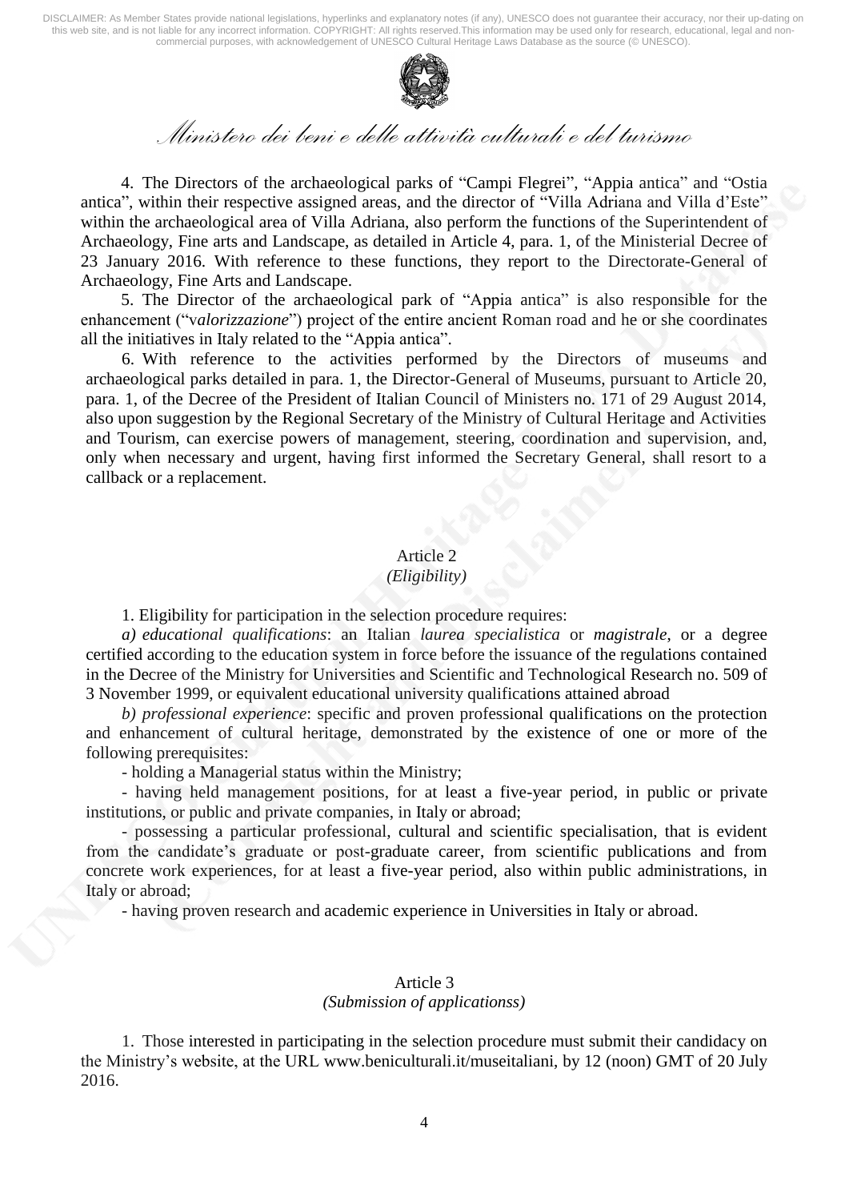4. The Directors of the archaeological parks of “Campi Flegrei”, “Appia antica” and “Ostia antica”, within their respective assigned areas, and the director of “Villa Adriana and Villa d’Este” within the archaeological area of Villa Adriana, also perform the functions of the Superintendent of Archaeology, Fine arts and Landscape, as detailed in Article 4, para. 1, of the Ministerial Decree of 23 January 2016. With reference to these functions, they report to the Directorate-General of Archaeology, Fine Arts and Landscape.

5. The Director of the archaeological park of “Appia antica” is also responsible for the enhancement (“v*alorizzazione*”) project of the entire ancient Roman road and he or she coordinates all the initiatives in Italy related to the “Appia antica”.

6. With reference to the activities performed by the Directors of museums and archaeological parks detailed in para. 1, the Director-General of Museums, pursuant to Article 20, para. 1, of the Decree of the President of Italian Council of Ministers no. 171 of 29 August 2014, also upon suggestion by the Regional Secretary of the Ministry of Cultural Heritage and Activities and Tourism, can exercise powers of management, steering, coordination and supervision, and, only when necessary and urgent, having first informed the Secretary General, shall resort to a callback or a replacement.

## Article 2
*(Eligibility)*

1. Eligibility for participation in the selection procedure requires:

*a) educational qualifications*: an Italian *laurea specialistica* or *magistrale*, or a degree certified according to the education system in force before the issuance of the regulations contained in the Decree of the Ministry for Universities and Scientific and Technological Research no. 509 of 3 November 1999, or equivalent educational university qualifications attained abroad

*b) professional experience*: specific and proven professional qualifications on the protection and enhancement of cultural heritage, demonstrated by the existence of one or more of the following prerequisites:

- holding a Managerial status within the Ministry;
- having held management positions, for at least a five-year period, in public or private institutions, or public and private companies, in Italy or abroad;
- possessing a particular professional, cultural and scientific specialisation, that is evident from the candidate’s graduate or post-graduate career, from scientific publications and from concrete work experiences, for at least a five-year period, also within public administrations, in Italy or abroad;
- having proven research and academic experience in Universities in Italy or abroad.

## Article 3
*(Submission of applicationss)*

1. Those interested in participating in the selection procedure must submit their candidacy on the Ministry’s website, at the URL www.beniculturali.it/museitaliani, by 12 (noon) GMT of 20 July 2016.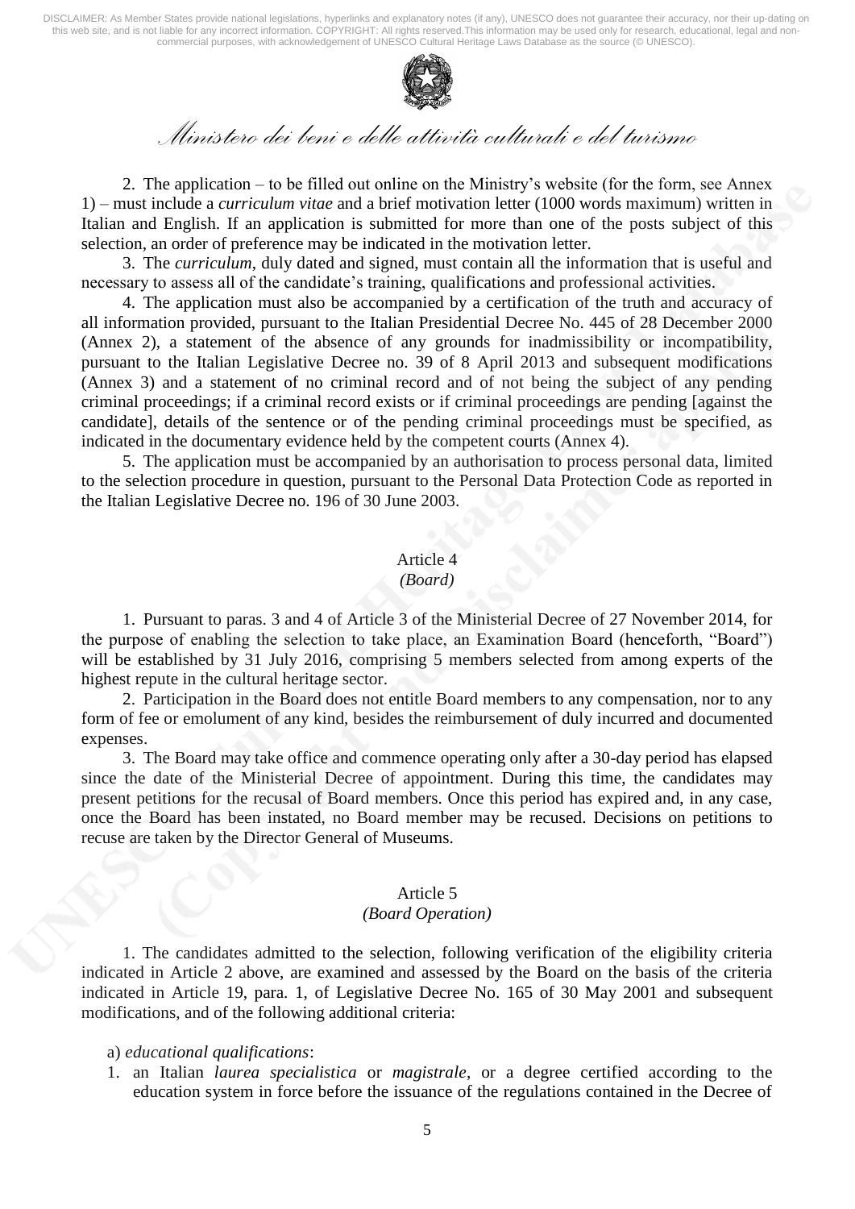2. The application – to be filled out online on the Ministry's website (for the form, see Annex 1) – must include a *curriculum vitae* and a brief motivation letter (1000 words maximum) written in Italian and English. If an application is submitted for more than one of the posts subject of this selection, an order of preference may be indicated in the motivation letter.

3. The *curriculum*, duly dated and signed, must contain all the information that is useful and necessary to assess all of the candidate's training, qualifications and professional activities.

4. The application must also be accompanied by a certification of the truth and accuracy of all information provided, pursuant to the Italian Presidential Decree No. 445 of 28 December 2000 (Annex 2), a statement of the absence of any grounds for inadmissibility or incompatibility, pursuant to the Italian Legislative Decree no. 39 of 8 April 2013 and subsequent modifications (Annex 3) and a statement of no criminal record and of not being the subject of any pending criminal proceedings; if a criminal record exists or if criminal proceedings are pending [against the candidate], details of the sentence or of the pending criminal proceedings must be specified, as indicated in the documentary evidence held by the competent courts (Annex 4).

5. The application must be accompanied by an authorisation to process personal data, limited to the selection procedure in question, pursuant to the Personal Data Protection Code as reported in the Italian Legislative Decree no. 196 of 30 June 2003.

## Article 4
*(Board)*

1. Pursuant to paras. 3 and 4 of Article 3 of the Ministerial Decree of 27 November 2014, for the purpose of enabling the selection to take place, an Examination Board (henceforth, "Board") will be established by 31 July 2016, comprising 5 members selected from among experts of the highest repute in the cultural heritage sector.

2. Participation in the Board does not entitle Board members to any compensation, nor to any form of fee or emolument of any kind, besides the reimbursement of duly incurred and documented expenses.

3. The Board may take office and commence operating only after a 30-day period has elapsed since the date of the Ministerial Decree of appointment. During this time, the candidates may present petitions for the recusal of Board members. Once this period has expired and, in any case, once the Board has been instated, no Board member may be recused. Decisions on petitions to recuse are taken by the Director General of Museums.

## Article 5
*(Board Operation)*

1. The candidates admitted to the selection, following verification of the eligibility criteria indicated in Article 2 above, are examined and assessed by the Board on the basis of the criteria indicated in Article 19, para. 1, of Legislative Decree No. 165 of 30 May 2001 and subsequent modifications, and of the following additional criteria:

a) *educational qualifications*:

1. an Italian *laurea specialistica* or *magistrale*, or a degree certified according to the education system in force before the issuance of the regulations contained in the Decree of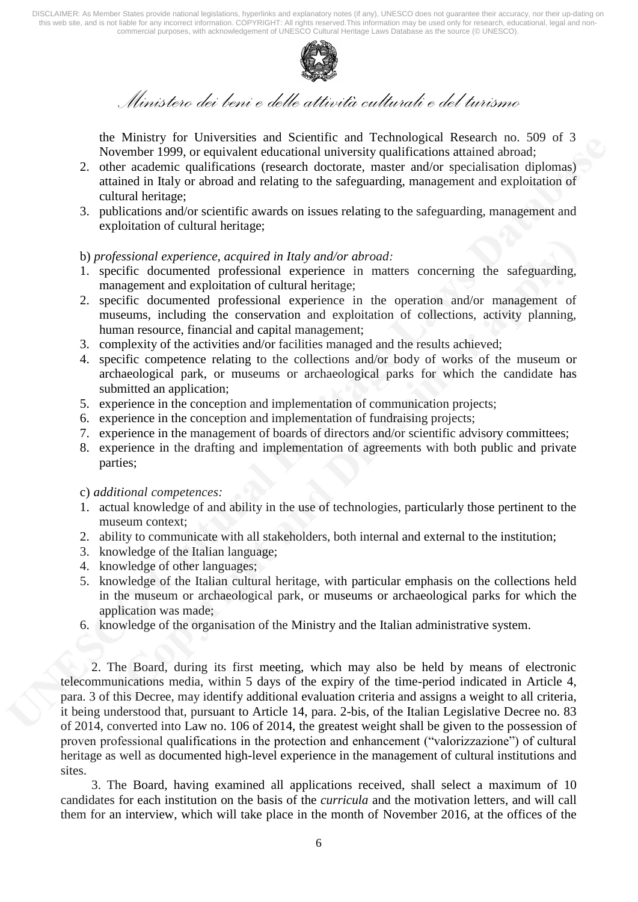the Ministry for Universities and Scientific and Technological Research no. 509 of 3 November 1999, or equivalent educational university qualifications attained abroad;
2. other academic qualifications (research doctorate, master and/or specialisation diplomas) attained in Italy or abroad and relating to the safeguarding, management and exploitation of cultural heritage;
3. publications and/or scientific awards on issues relating to the safeguarding, management and exploitation of cultural heritage;

b) *professional experience, acquired in Italy and/or abroad:*
1. specific documented professional experience in matters concerning the safeguarding, management and exploitation of cultural heritage;
2. specific documented professional experience in the operation and/or management of museums, including the conservation and exploitation of collections, activity planning, human resource, financial and capital management;
3. complexity of the activities and/or facilities managed and the results achieved;
4. specific competence relating to the collections and/or body of works of the museum or archaeological park, or museums or archaeological parks for which the candidate has submitted an application;
5. experience in the conception and implementation of communication projects;
6. experience in the conception and implementation of fundraising projects;
7. experience in the management of boards of directors and/or scientific advisory committees;
8. experience in the drafting and implementation of agreements with both public and private parties;

c) *additional competences:*
1. actual knowledge of and ability in the use of technologies, particularly those pertinent to the museum context;
2. ability to communicate with all stakeholders, both internal and external to the institution;
3. knowledge of the Italian language;
4. knowledge of other languages;
5. knowledge of the Italian cultural heritage, with particular emphasis on the collections held in the museum or archaeological park, or museums or archaeological parks for which the application was made;
6. knowledge of the organisation of the Ministry and the Italian administrative system.

2. The Board, during its first meeting, which may also be held by means of electronic telecommunications media, within 5 days of the expiry of the time-period indicated in Article 4, para. 3 of this Decree, may identify additional evaluation criteria and assigns a weight to all criteria, it being understood that, pursuant to Article 14, para. 2-bis, of the Italian Legislative Decree no. 83 of 2014, converted into Law no. 106 of 2014, the greatest weight shall be given to the possession of proven professional qualifications in the protection and enhancement ("valorizzazione") of cultural heritage as well as documented high-level experience in the management of cultural institutions and sites.

3. The Board, having examined all applications received, shall select a maximum of 10 candidates for each institution on the basis of the *curricula* and the motivation letters, and will call them for an interview, which will take place in the month of November 2016, at the offices of the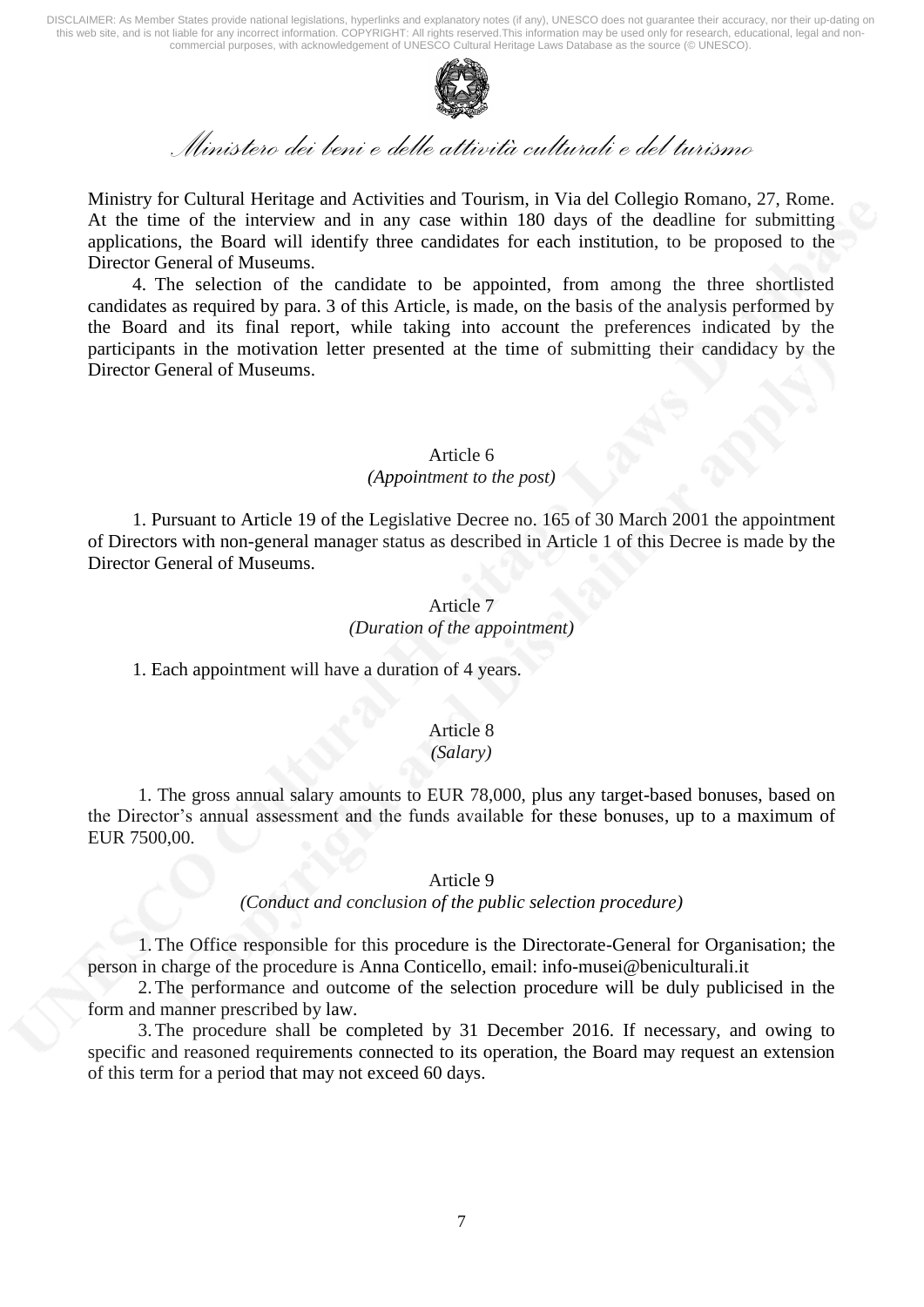Ministry for Cultural Heritage and Activities and Tourism, in Via del Collegio Romano, 27, Rome. At the time of the interview and in any case within 180 days of the deadline for submitting applications, the Board will identify three candidates for each institution, to be proposed to the Director General of Museums.

4. The selection of the candidate to be appointed, from among the three shortlisted candidates as required by para. 3 of this Article, is made, on the basis of the analysis performed by the Board and its final report, while taking into account the preferences indicated by the participants in the motivation letter presented at the time of submitting their candidacy by the Director General of Museums.

### Article 6
*(Appointment to the post)*

1. Pursuant to Article 19 of the Legislative Decree no. 165 of 30 March 2001 the appointment of Directors with non-general manager status as described in Article 1 of this Decree is made by the Director General of Museums.

### Article 7
*(Duration of the appointment)*

1. Each appointment will have a duration of 4 years.

### Article 8
*(Salary)*

1. The gross annual salary amounts to EUR 78,000, plus any target-based bonuses, based on the Director's annual assessment and the funds available for these bonuses, up to a maximum of EUR 7500,00.

### Article 9
*(Conduct and conclusion of the public selection procedure)*

1. The Office responsible for this procedure is the Directorate-General for Organisation; the person in charge of the procedure is Anna Conticello, email: info-musei@beniculturali.it

2. The performance and outcome of the selection procedure will be duly publicised in the form and manner prescribed by law.

3. The procedure shall be completed by 31 December 2016. If necessary, and owing to specific and reasoned requirements connected to its operation, the Board may request an extension of this term for a period that may not exceed 60 days.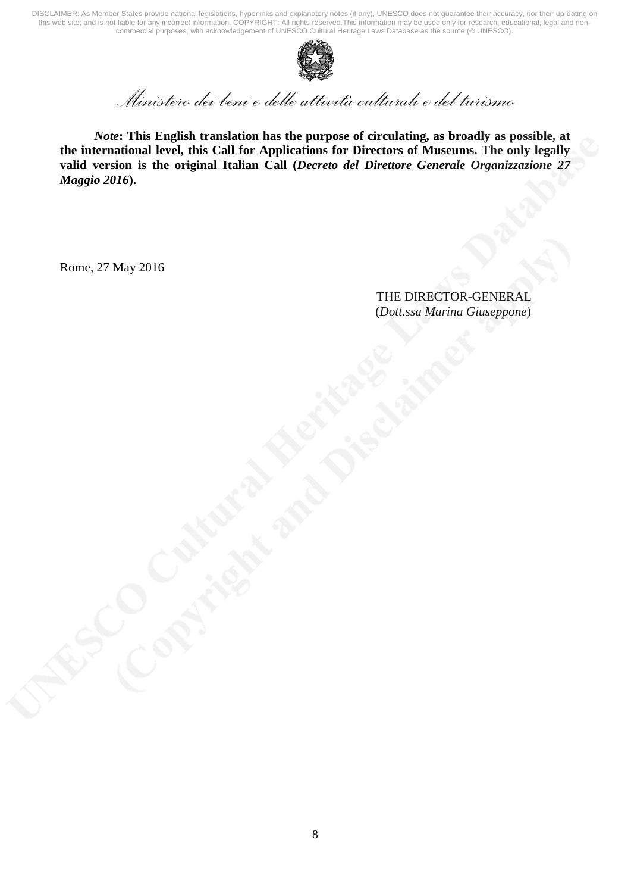*Ministero dei beni e delle attività culturali e del turismo*

***Note*: This English translation has the purpose of circulating, as broadly as possible, at the international level, this Call for Applications for Directors of Museums. The only legally valid version is the original Italian Call (*Decreto del Direttore Generale Organizzazione 27 Maggio 2016*).**

Rome, 27 May 2016

THE DIRECTOR-GENERAL
(*Dott.ssa Marina Giuseppone*)